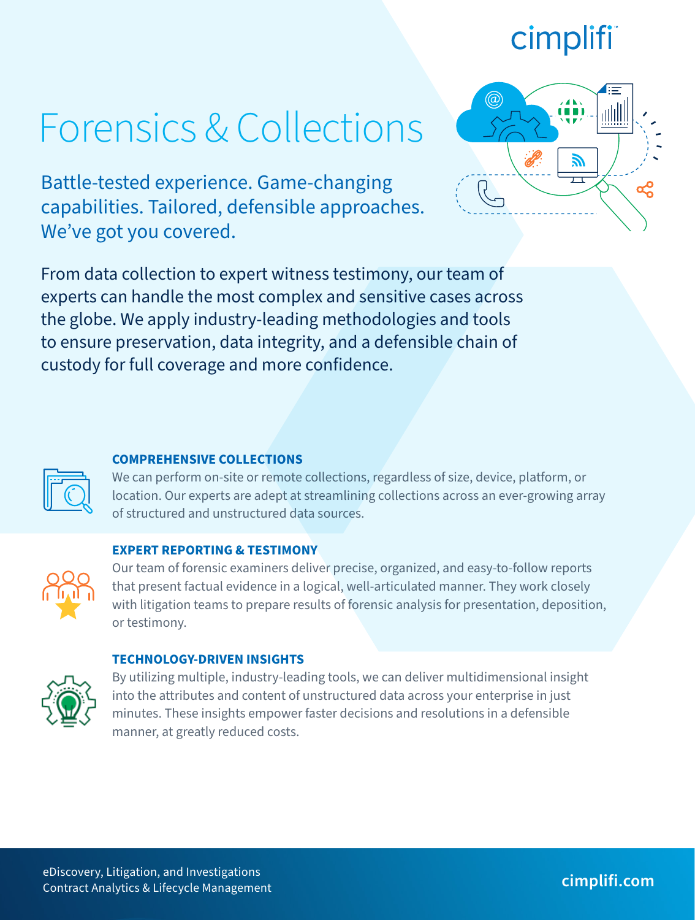cimplifi

# Forensics & Collections

Battle-tested experience. Game-changing capabilities. Tailored, defensible approaches. We've got you covered.

From data collection to expert witness testimony, our team of experts can handle the most complex and sensitive cases across the globe. We apply industry-leading methodologies and tools to ensure preservation, data integrity, and a defensible chain of custody for full coverage and more confidence.

### COMPREHENSIVE COLLECTIONS

We can perform on-site or remote collections, regardless of size, device, platform, or location. Our experts are adept at streamlining collections across an ever-growing array of structured and unstructured data sources.

### EXPERT REPORTING & TESTIMONY

Our team of forensic examiners deliver precise, organized, and easy-to-follow reports that present factual evidence in a logical, well-articulated manner. They work closely with litigation teams to prepare results of forensic analysis for presentation, deposition, or testimony.

### TECHNOLOGY-DRIVEN INSIGHTS

By utilizing multiple, industry-leading tools, we can deliver multidimensional insight into the attributes and content of unstructured data across your enterprise in just minutes. These insights empower faster decisions and resolutions in a defensible manner, at greatly reduced costs.

eDiscovery, Litigation, and Investigations
Contract Analytics & Lifecycle Management

cimplifi.com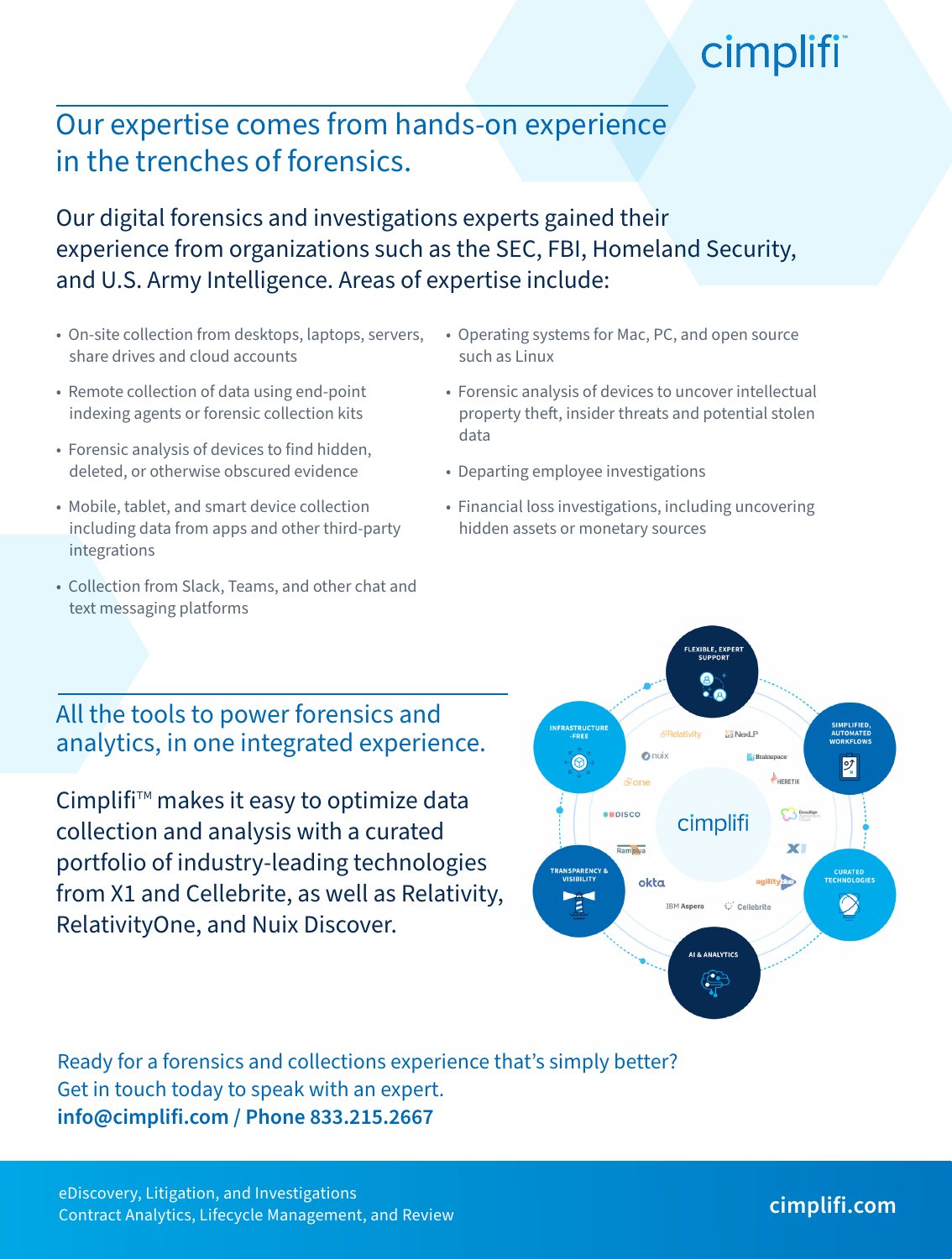# Our expertise comes from hands-on experience in the trenches of forensics.

Our digital forensics and investigations experts gained their experience from organizations such as the SEC, FBI, Homeland Security, and U.S. Army Intelligence. Areas of expertise include:

- On-site collection from desktops, laptops, servers, share drives and cloud accounts
- Remote collection of data using end-point indexing agents or forensic collection kits
- Forensic analysis of devices to find hidden, deleted, or otherwise obscured evidence
- Mobile, tablet, and smart device collection including data from apps and other third-party integrations
- Collection from Slack, Teams, and other chat and text messaging platforms
- Operating systems for Mac, PC, and open source such as Linux
- Forensic analysis of devices to uncover intellectual property theft, insider threats and potential stolen data
- Departing employee investigations
- Financial loss investigations, including uncovering hidden assets or monetary sources

## All the tools to power forensics and analytics, in one integrated experience.

Cimplifi™ makes it easy to optimize data collection and analysis with a curated portfolio of industry-leading technologies from X1 and Cellebrite, as well as Relativity, RelativityOne, and Nuix Discover.

FLEXIBLE, EXPERT SUPPORT
SIMPLIFIED, AUTOMATED WORKFLOWS
CURATED TECHNOLOGIES
AI & ANALYTICS
TRANSPARENCY & VISIBILITY
INFRASTRUCTURE-FREE
cimplifi

Ready for a forensics and collections experience that's simply better?
Get in touch today to speak with an expert.
**info@cimplifi.com / Phone 833.215.2667**

eDiscovery, Litigation, and Investigations
Contract Analytics, Lifecycle Management, and Review

**cimplifi.com**